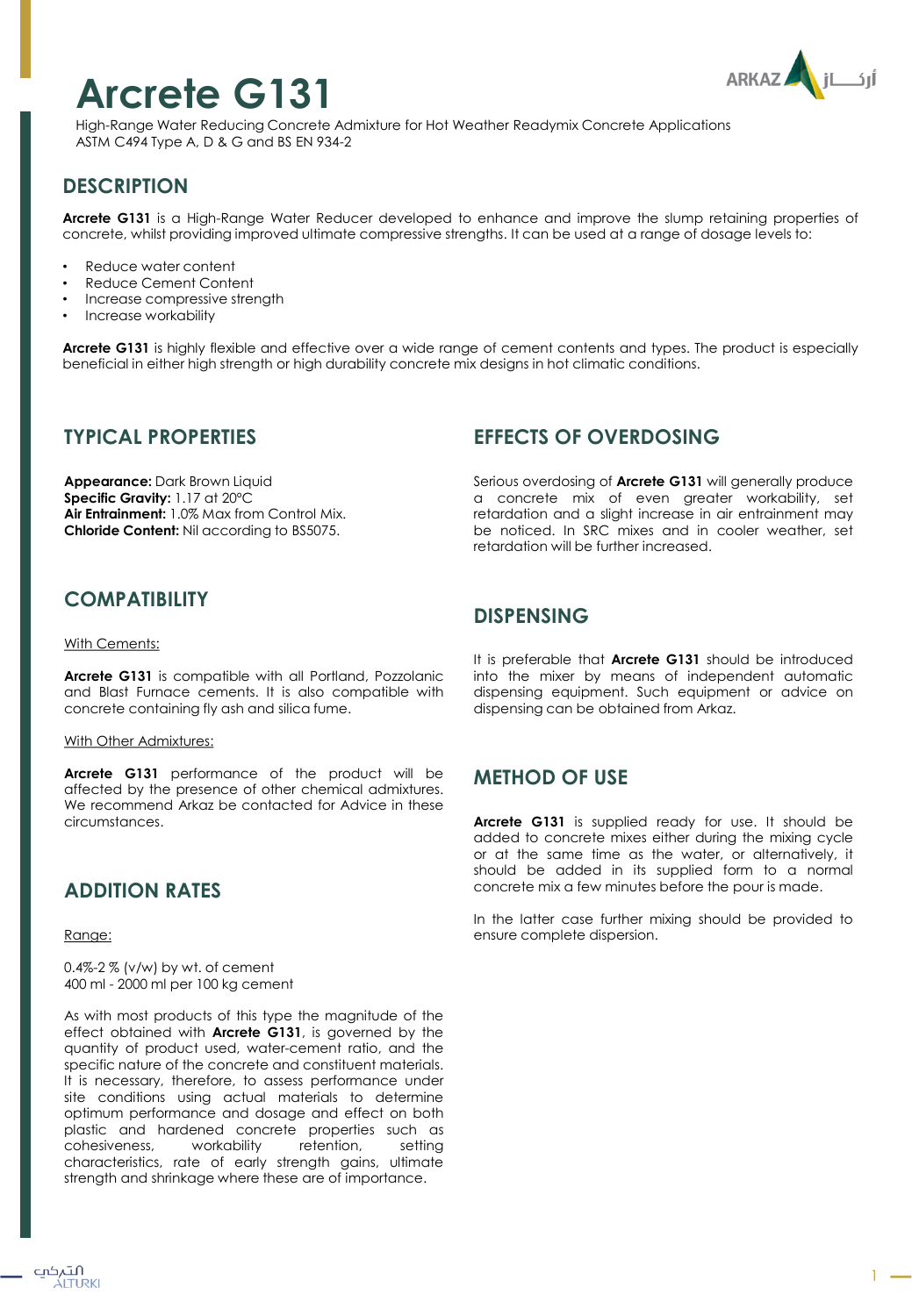# Arcrete G131

High-Range Water Reducing Concrete Admixture for Hot Weather Readymix Concrete Applications
ASTM C494 Type A, D & G and BS EN 934-2

## DESCRIPTION

**Arcrete G131** is a High-Range Water Reducer developed to enhance and improve the slump retaining properties of concrete, whilst providing improved ultimate compressive strengths. It can be used at a range of dosage levels to:

- Reduce water content
- Reduce Cement Content
- Increase compressive strength
- Increase workability

**Arcrete G131** is highly flexible and effective over a wide range of cement contents and types. The product is especially beneficial in either high strength or high durability concrete mix designs in hot climatic conditions.

## TYPICAL PROPERTIES

**Appearance:** Dark Brown Liquid
**Specific Gravity:** 1.17 at 20°C
**Air Entrainment:** 1.0% Max from Control Mix.
**Chloride Content:** Nil according to BS5075.

## COMPATIBILITY

With Cements:

**Arcrete G131** is compatible with all Portland, Pozzolanic and Blast Furnace cements. It is also compatible with concrete containing fly ash and silica fume.

With Other Admixtures:

**Arcrete G131** performance of the product will be affected by the presence of other chemical admixtures. We recommend Arkaz be contacted for Advice in these circumstances.

## ADDITION RATES

Range:

0.4%-2 % (v/w) by wt. of cement
400 ml - 2000 ml per 100 kg cement

As with most products of this type the magnitude of the effect obtained with **Arcrete G131**, is governed by the quantity of product used, water-cement ratio, and the specific nature of the concrete and constituent materials. It is necessary, therefore, to assess performance under site conditions using actual materials to determine optimum performance and dosage and effect on both plastic and hardened concrete properties such as cohesiveness, workability retention, setting characteristics, rate of early strength gains, ultimate strength and shrinkage where these are of importance.

## EFFECTS OF OVERDOSING

Serious overdosing of **Arcrete G131** will generally produce a concrete mix of even greater workability, set retardation and a slight increase in air entrainment may be noticed. In SRC mixes and in cooler weather, set retardation will be further increased.

## DISPENSING

It is preferable that **Arcrete G131** should be introduced into the mixer by means of independent automatic dispensing equipment. Such equipment or advice on dispensing can be obtained from Arkaz.

## METHOD OF USE

**Arcrete G131** is supplied ready for use. It should be added to concrete mixes either during the mixing cycle or at the same time as the water, or alternatively, it should be added in its supplied form to a normal concrete mix a few minutes before the pour is made.

In the latter case further mixing should be provided to ensure complete dispersion.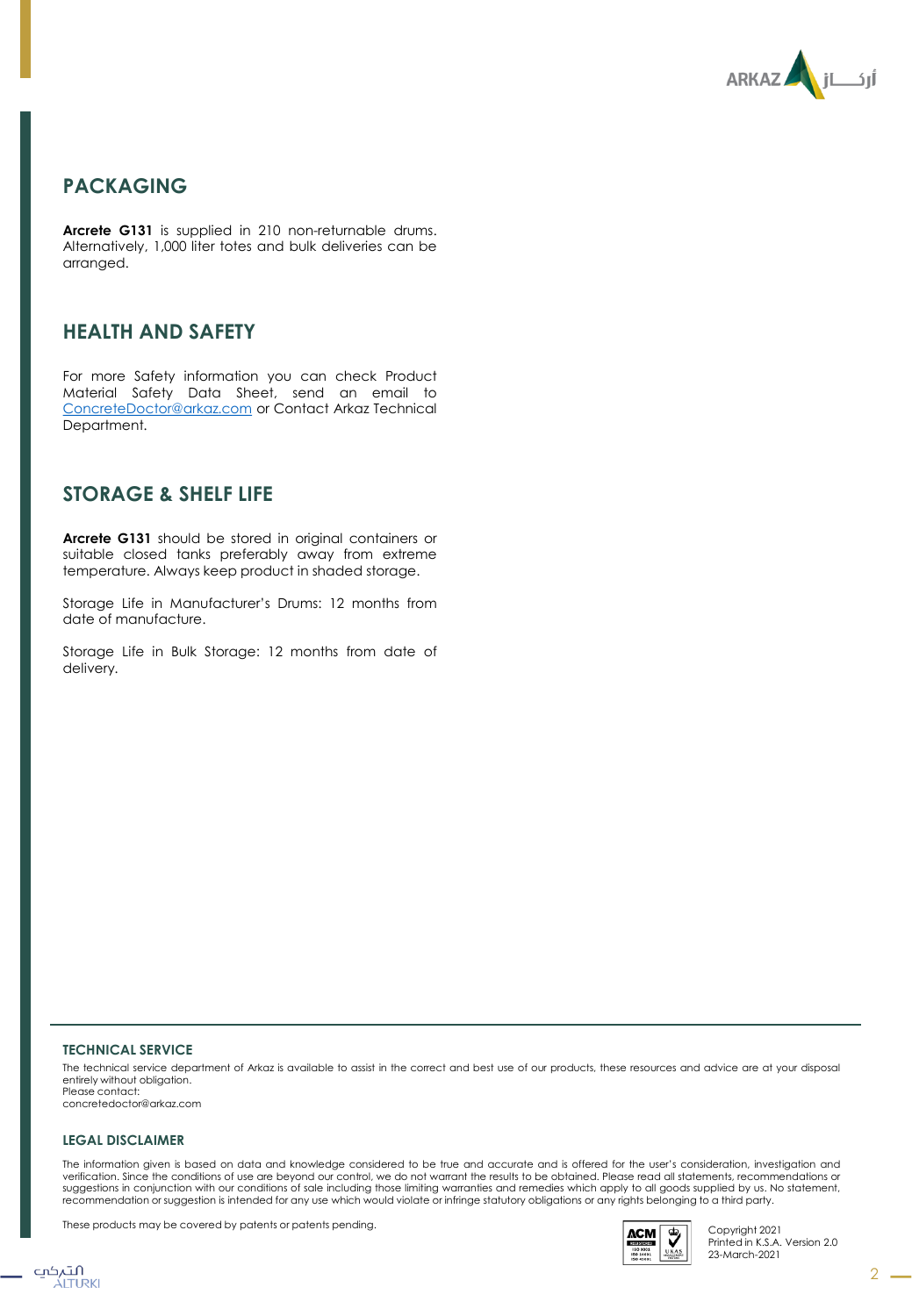## PACKAGING

**Arcrete G131** is supplied in 210 non-returnable drums. Alternatively, 1,000 liter totes and bulk deliveries can be arranged.

## HEALTH AND SAFETY

For more Safety information you can check Product Material Safety Data Sheet, send an email to ConcreteDoctor@arkaz.com or Contact Arkaz Technical Department.

## STORAGE & SHELF LIFE

**Arcrete G131** should be stored in original containers or suitable closed tanks preferably away from extreme temperature. Always keep product in shaded storage.

Storage Life in Manufacturer's Drums: 12 months from date of manufacture.

Storage Life in Bulk Storage: 12 months from date of delivery.

### TECHNICAL SERVICE

The technical service department of Arkaz is available to assist in the correct and best use of our products, these resources and advice are at your disposal entirely without obligation.
Please contact:
concretedoctor@arkaz.com

### LEGAL DISCLAIMER

The information given is based on data and knowledge considered to be true and accurate and is offered for the user's consideration, investigation and verification. Since the conditions of use are beyond our control, we do not warrant the results to be obtained. Please read all statements, recommendations or suggestions in conjunction with our conditions of sale including those limiting warranties and remedies which apply to all goods supplied by us. No statement, recommendation or suggestion is intended for any use which would violate or infringe statutory obligations or any rights belonging to a third party.

These products may be covered by patents or patents pending.

Copyright 2021
Printed in K.S.A. Version 2.0
23-March-2021